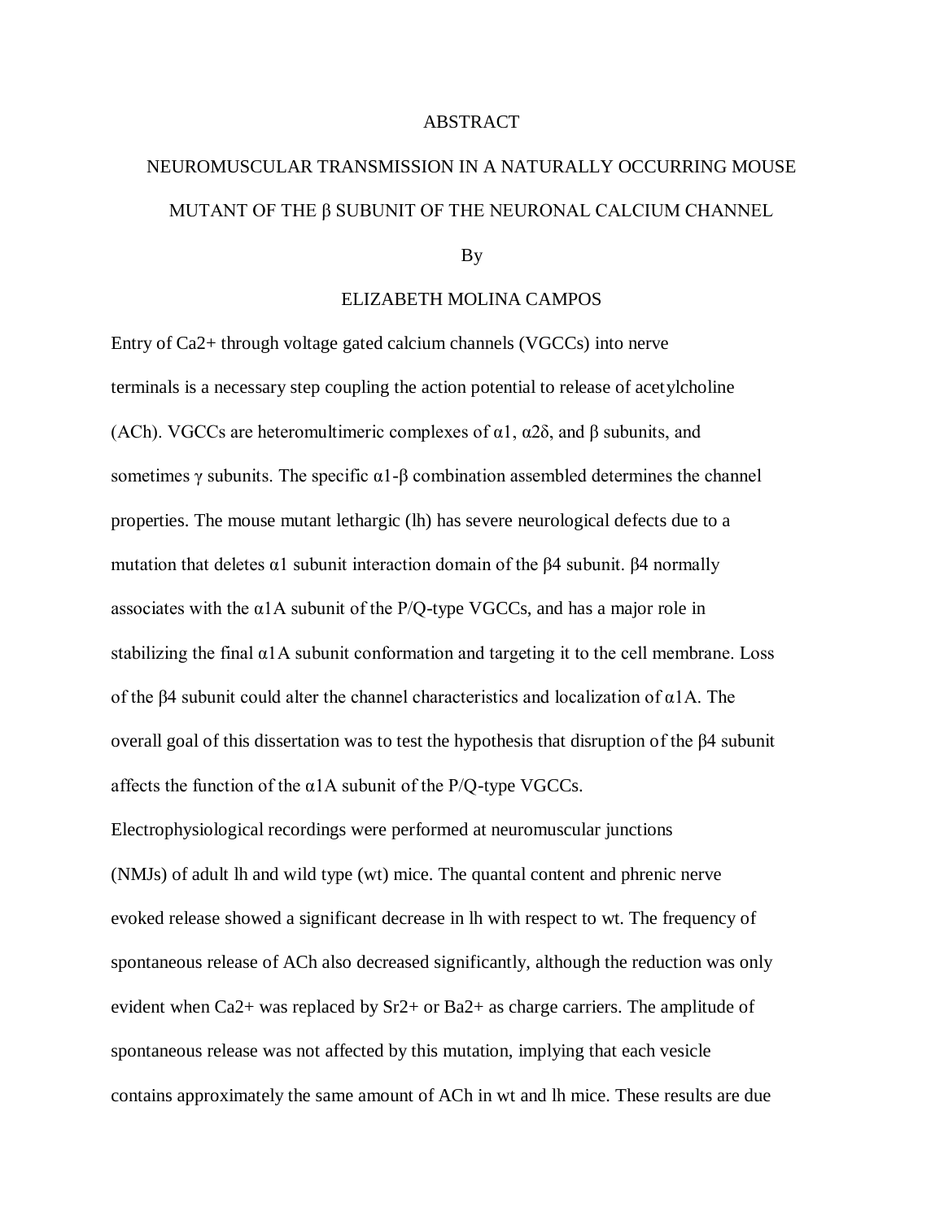# ABSTRACT

## NEUROMUSCULAR TRANSMISSION IN A NATURALLY OCCURRING MOUSE MUTANT OF THE β SUBUNIT OF THE NEURONAL CALCIUM CHANNEL

By

ELIZABETH MOLINA CAMPOS

Entry of $Ca^{2+}$ through voltage gated calcium channels (VGCCs) into nerve terminals is a necessary step coupling the action potential to release of acetylcholine (ACh). VGCCs are heteromultimeric complexes of α1, α2δ, and β subunits, and sometimes γ subunits. The specific α1-β combination assembled determines the channel properties. The mouse mutant lethargic (lh) has severe neurological defects due to a mutation that deletes α1 subunit interaction domain of the β4 subunit. β4 normally associates with the α1A subunit of the P/Q-type VGCCs, and has a major role in stabilizing the final α1A subunit conformation and targeting it to the cell membrane. Loss of the β4 subunit could alter the channel characteristics and localization of α1A. The overall goal of this dissertation was to test the hypothesis that disruption of the β4 subunit affects the function of the α1A subunit of the P/Q-type VGCCs.

Electrophysiological recordings were performed at neuromuscular junctions (NMJs) of adult lh and wild type (wt) mice. The quantal content and phrenic nerve evoked release showed a significant decrease in lh with respect to wt. The frequency of spontaneous release of ACh also decreased significantly, although the reduction was only evident when $Ca^{2+}$ was replaced by $Sr^{2+}$ or $Ba^{2+}$ as charge carriers. The amplitude of spontaneous release was not affected by this mutation, implying that each vesicle contains approximately the same amount of ACh in wt and lh mice. These results are due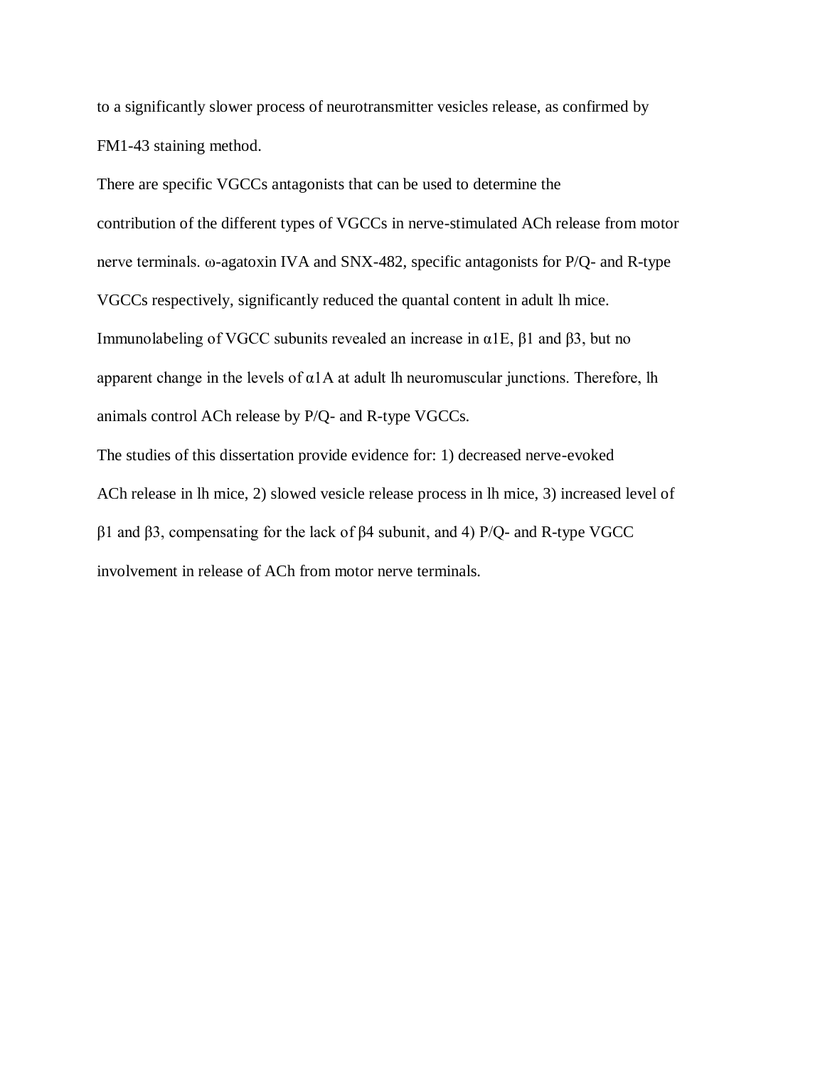to a significantly slower process of neurotransmitter vesicles release, as confirmed by FM1-43 staining method.

There are specific VGCCs antagonists that can be used to determine the contribution of the different types of VGCCs in nerve-stimulated ACh release from motor nerve terminals. ω-agatoxin IVA and SNX-482, specific antagonists for P/Q- and R-type VGCCs respectively, significantly reduced the quantal content in adult lh mice. Immunolabeling of VGCC subunits revealed an increase in α1E, β1 and β3, but no apparent change in the levels of α1A at adult lh neuromuscular junctions. Therefore, lh animals control ACh release by P/Q- and R-type VGCCs.

The studies of this dissertation provide evidence for: 1) decreased nerve-evoked ACh release in lh mice, 2) slowed vesicle release process in lh mice, 3) increased level of β1 and β3, compensating for the lack of β4 subunit, and 4) P/Q- and R-type VGCC involvement in release of ACh from motor nerve terminals.